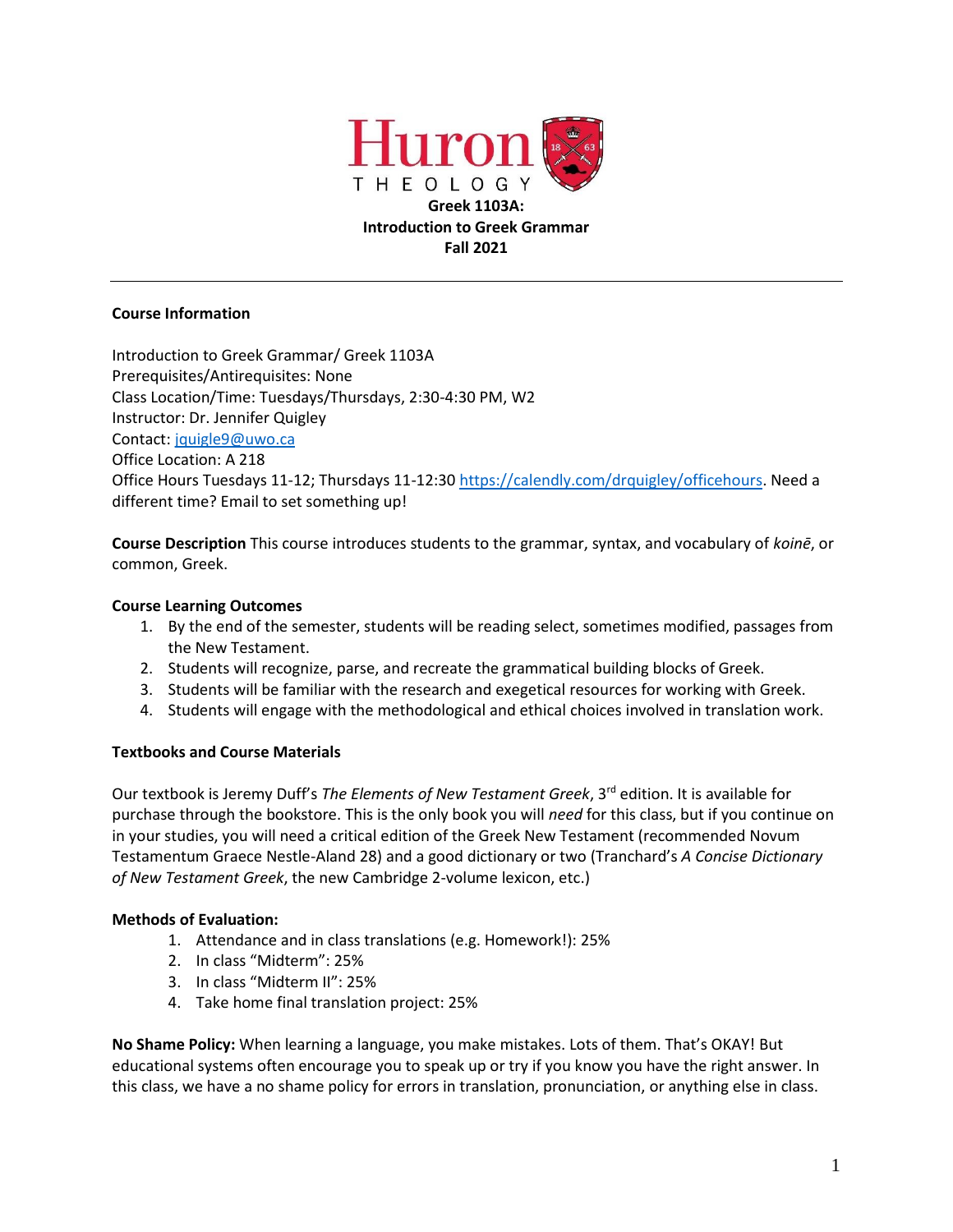Huron

THEOLOGY

**Greek 1103A:**
**Introduction to Greek Grammar**
**Fall 2021**

---

**Course Information**

Introduction to Greek Grammar/ Greek 1103A
Prerequisites/Antirequisites: None
Class Location/Time: Tuesdays/Thursdays, 2:30-4:30 PM, W2
Instructor: Dr. Jennifer Quigley
Contact: [jquigle9@uwo.ca](mailto:jquigle9@uwo.ca)
Office Location: A 218
Office Hours Tuesdays 11-12; Thursdays 11-12:30 [https://calendly.com/drquigley/officehours](https://calendly.com/drquigley/officehours). Need a different time? Email to set something up!

**Course Description** This course introduces students to the grammar, syntax, and vocabulary of *koinē*, or common, Greek.

**Course Learning Outcomes**

1. By the end of the semester, students will be reading select, sometimes modified, passages from the New Testament.
2. Students will recognize, parse, and recreate the grammatical building blocks of Greek.
3. Students will be familiar with the research and exegetical resources for working with Greek.
4. Students will engage with the methodological and ethical choices involved in translation work.

**Textbooks and Course Materials**

Our textbook is Jeremy Duff's *The Elements of New Testament Greek*, 3rd edition. It is available for purchase through the bookstore. This is the only book you will *need* for this class, but if you continue on in your studies, you will need a critical edition of the Greek New Testament (recommended Novum Testamentum Graece Nestle-Aland 28) and a good dictionary or two (Tranchard's *A Concise Dictionary of New Testament Greek*, the new Cambridge 2-volume lexicon, etc.)

**Methods of Evaluation:**

1. Attendance and in class translations (e.g. Homework!): 25%
2. In class "Midterm": 25%
3. In class "Midterm II": 25%
4. Take home final translation project: 25%

**No Shame Policy:** When learning a language, you make mistakes. Lots of them. That's OKAY! But educational systems often encourage you to speak up or try if you know you have the right answer. In this class, we have a no shame policy for errors in translation, pronunciation, or anything else in class.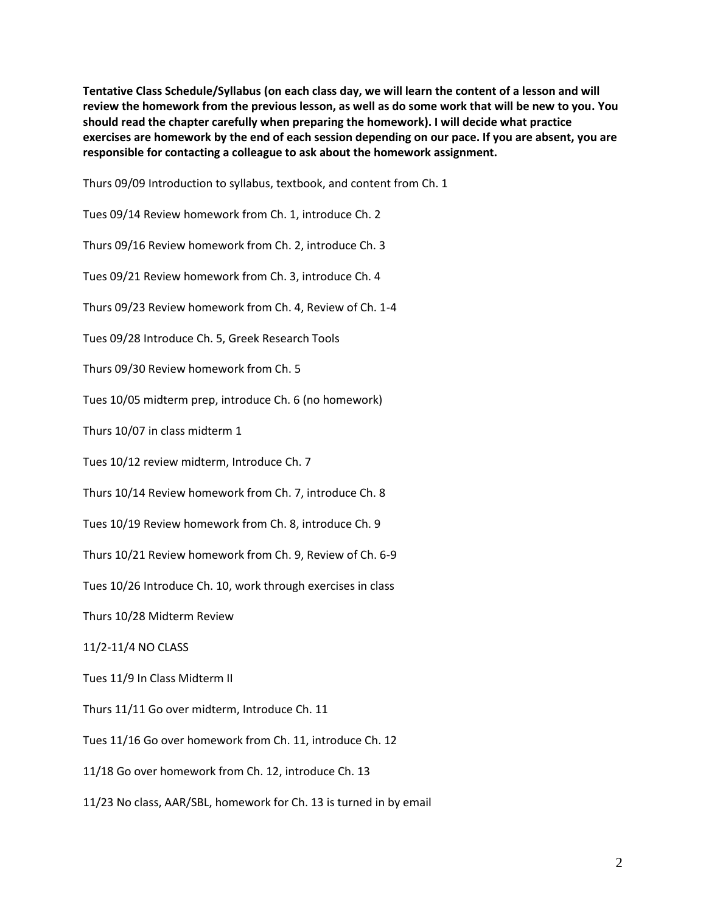**Tentative Class Schedule/Syllabus (on each class day, we will learn the content of a lesson and will review the homework from the previous lesson, as well as do some work that will be new to you. You should read the chapter carefully when preparing the homework). I will decide what practice exercises are homework by the end of each session depending on our pace. If you are absent, you are responsible for contacting a colleague to ask about the homework assignment.**

Thurs 09/09 Introduction to syllabus, textbook, and content from Ch. 1

Tues 09/14 Review homework from Ch. 1, introduce Ch. 2

Thurs 09/16 Review homework from Ch. 2, introduce Ch. 3

Tues 09/21 Review homework from Ch. 3, introduce Ch. 4

Thurs 09/23 Review homework from Ch. 4, Review of Ch. 1-4

Tues 09/28 Introduce Ch. 5, Greek Research Tools

Thurs 09/30 Review homework from Ch. 5

Tues 10/05 midterm prep, introduce Ch. 6 (no homework)

Thurs 10/07 in class midterm 1

Tues 10/12 review midterm, Introduce Ch. 7

Thurs 10/14 Review homework from Ch. 7, introduce Ch. 8

Tues 10/19 Review homework from Ch. 8, introduce Ch. 9

Thurs 10/21 Review homework from Ch. 9, Review of Ch. 6-9

Tues 10/26 Introduce Ch. 10, work through exercises in class

Thurs 10/28 Midterm Review

11/2-11/4 NO CLASS

Tues 11/9 In Class Midterm II

Thurs 11/11 Go over midterm, Introduce Ch. 11

Tues 11/16 Go over homework from Ch. 11, introduce Ch. 12

11/18 Go over homework from Ch. 12, introduce Ch. 13

11/23 No class, AAR/SBL, homework for Ch. 13 is turned in by email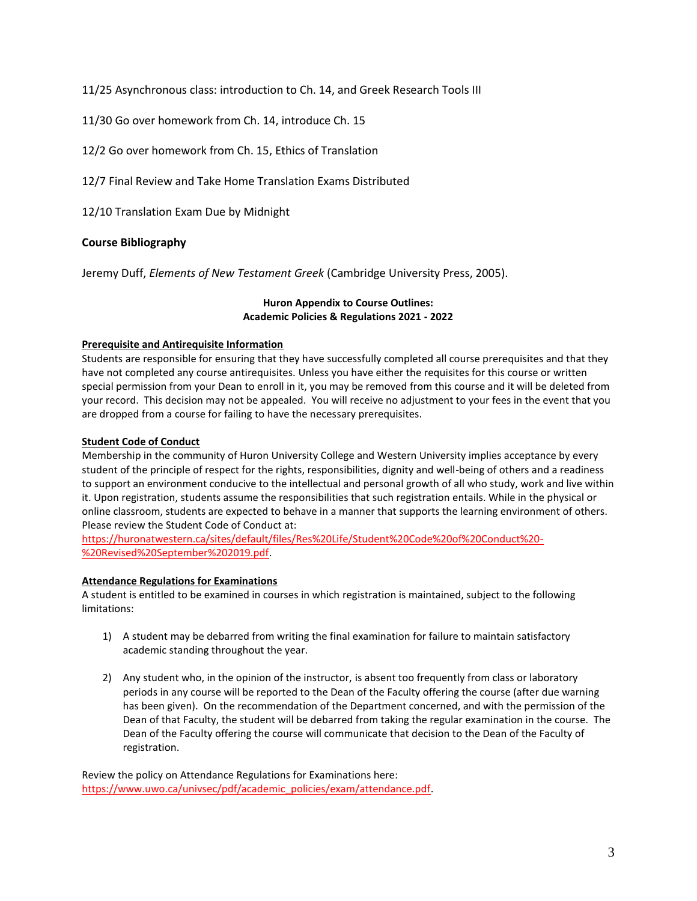11/25 Asynchronous class: introduction to Ch. 14, and Greek Research Tools III

11/30 Go over homework from Ch. 14, introduce Ch. 15

12/2 Go over homework from Ch. 15, Ethics of Translation

12/7 Final Review and Take Home Translation Exams Distributed

12/10 Translation Exam Due by Midnight

### Course Bibliography

Jeremy Duff, *Elements of New Testament Greek* (Cambridge University Press, 2005).

**Huron Appendix to Course Outlines:**
**Academic Policies & Regulations 2021 - 2022**

**Prerequisite and Antirequisite Information**

Students are responsible for ensuring that they have successfully completed all course prerequisites and that they have not completed any course antirequisites. Unless you have either the requisites for this course or written special permission from your Dean to enroll in it, you may be removed from this course and it will be deleted from your record. This decision may not be appealed. You will receive no adjustment to your fees in the event that you are dropped from a course for failing to have the necessary prerequisites.

**Student Code of Conduct**

Membership in the community of Huron University College and Western University implies acceptance by every student of the principle of respect for the rights, responsibilities, dignity and well-being of others and a readiness to support an environment conducive to the intellectual and personal growth of all who study, work and live within it. Upon registration, students assume the responsibilities that such registration entails. While in the physical or online classroom, students are expected to behave in a manner that supports the learning environment of others. Please review the Student Code of Conduct at: https://huronatwestern.ca/sites/default/files/Res%20Life/Student%20Code%20of%20Conduct%20-%20Revised%20September%202019.pdf.

**Attendance Regulations for Examinations**

A student is entitled to be examined in courses in which registration is maintained, subject to the following limitations:

1) A student may be debarred from writing the final examination for failure to maintain satisfactory academic standing throughout the year.

2) Any student who, in the opinion of the instructor, is absent too frequently from class or laboratory periods in any course will be reported to the Dean of the Faculty offering the course (after due warning has been given). On the recommendation of the Department concerned, and with the permission of the Dean of that Faculty, the student will be debarred from taking the regular examination in the course. The Dean of the Faculty offering the course will communicate that decision to the Dean of the Faculty of registration.

Review the policy on Attendance Regulations for Examinations here: https://www.uwo.ca/univsec/pdf/academic_policies/exam/attendance.pdf.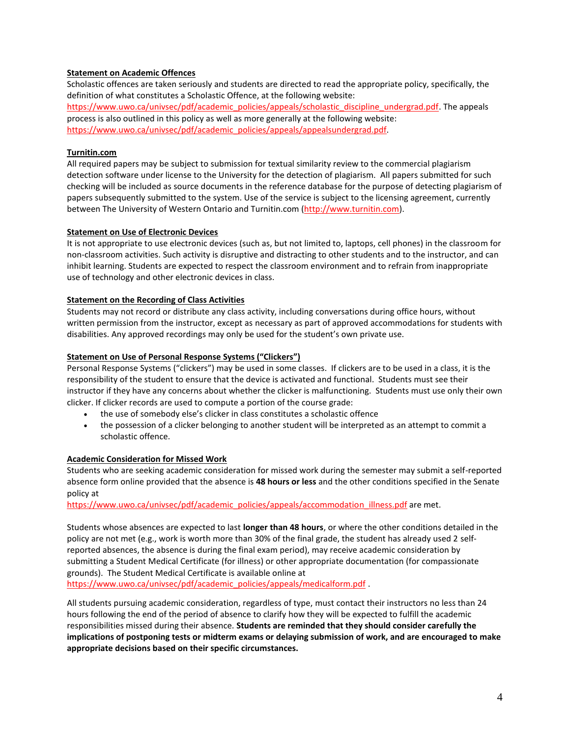**Statement on Academic Offences**

Scholastic offences are taken seriously and students are directed to read the appropriate policy, specifically, the definition of what constitutes a Scholastic Offence, at the following website: https://www.uwo.ca/univsec/pdf/academic_policies/appeals/scholastic_discipline_undergrad.pdf. The appeals process is also outlined in this policy as well as more generally at the following website: https://www.uwo.ca/univsec/pdf/academic_policies/appeals/appealsundergrad.pdf.

**Turnitin.com**

All required papers may be subject to submission for textual similarity review to the commercial plagiarism detection software under license to the University for the detection of plagiarism. All papers submitted for such checking will be included as source documents in the reference database for the purpose of detecting plagiarism of papers subsequently submitted to the system. Use of the service is subject to the licensing agreement, currently between The University of Western Ontario and Turnitin.com (http://www.turnitin.com).

**Statement on Use of Electronic Devices**

It is not appropriate to use electronic devices (such as, but not limited to, laptops, cell phones) in the classroom for non-classroom activities. Such activity is disruptive and distracting to other students and to the instructor, and can inhibit learning. Students are expected to respect the classroom environment and to refrain from inappropriate use of technology and other electronic devices in class.

**Statement on the Recording of Class Activities**

Students may not record or distribute any class activity, including conversations during office hours, without written permission from the instructor, except as necessary as part of approved accommodations for students with disabilities. Any approved recordings may only be used for the student's own private use.

**Statement on Use of Personal Response Systems ("Clickers")**

Personal Response Systems ("clickers") may be used in some classes. If clickers are to be used in a class, it is the responsibility of the student to ensure that the device is activated and functional. Students must see their instructor if they have any concerns about whether the clicker is malfunctioning. Students must use only their own clicker. If clicker records are used to compute a portion of the course grade:

- the use of somebody else's clicker in class constitutes a scholastic offence
- the possession of a clicker belonging to another student will be interpreted as an attempt to commit a scholastic offence.

**Academic Consideration for Missed Work**

Students who are seeking academic consideration for missed work during the semester may submit a self-reported absence form online provided that the absence is **48 hours or less** and the other conditions specified in the Senate policy at https://www.uwo.ca/univsec/pdf/academic_policies/appeals/accommodation_illness.pdf are met.

Students whose absences are expected to last **longer than 48 hours**, or where the other conditions detailed in the policy are not met (e.g., work is worth more than 30% of the final grade, the student has already used 2 self-reported absences, the absence is during the final exam period), may receive academic consideration by submitting a Student Medical Certificate (for illness) or other appropriate documentation (for compassionate grounds). The Student Medical Certificate is available online at https://www.uwo.ca/univsec/pdf/academic_policies/appeals/medicalform.pdf .

All students pursuing academic consideration, regardless of type, must contact their instructors no less than 24 hours following the end of the period of absence to clarify how they will be expected to fulfill the academic responsibilities missed during their absence. **Students are reminded that they should consider carefully the implications of postponing tests or midterm exams or delaying submission of work, and are encouraged to make appropriate decisions based on their specific circumstances.**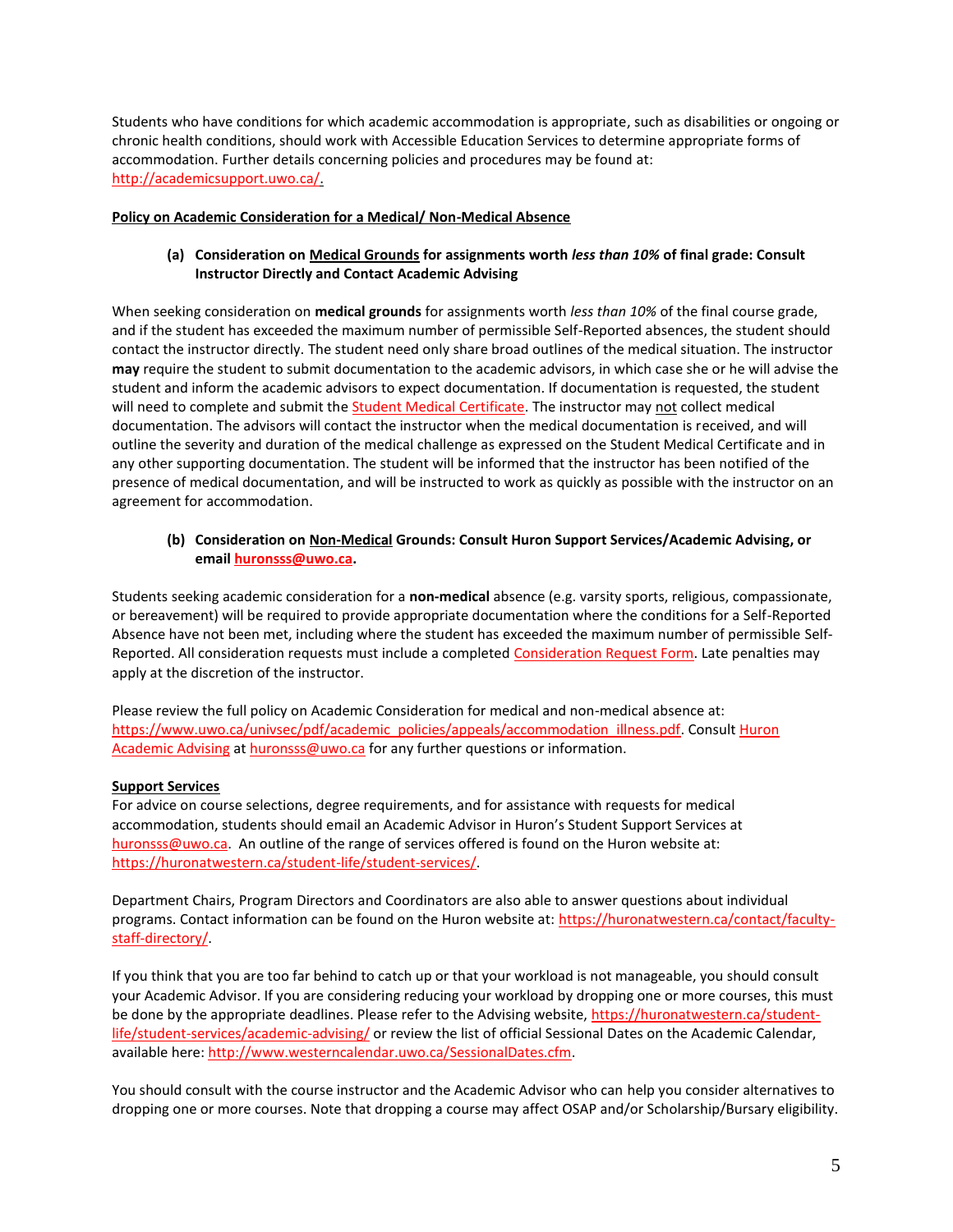Students who have conditions for which academic accommodation is appropriate, such as disabilities or ongoing or chronic health conditions, should work with Accessible Education Services to determine appropriate forms of accommodation. Further details concerning policies and procedures may be found at: http://academicsupport.uwo.ca/.

**Policy on Academic Consideration for a Medical/ Non-Medical Absence**

**(a) Consideration on Medical Grounds for assignments worth *less than 10%* of final grade: Consult Instructor Directly and Contact Academic Advising**

When seeking consideration on **medical grounds** for assignments worth *less than 10%* of the final course grade, and if the student has exceeded the maximum number of permissible Self-Reported absences, the student should contact the instructor directly. The student need only share broad outlines of the medical situation. The instructor **may** require the student to submit documentation to the academic advisors, in which case she or he will advise the student and inform the academic advisors to expect documentation. If documentation is requested, the student will need to complete and submit the Student Medical Certificate. The instructor may not collect medical documentation. The advisors will contact the instructor when the medical documentation is received, and will outline the severity and duration of the medical challenge as expressed on the Student Medical Certificate and in any other supporting documentation. The student will be informed that the instructor has been notified of the presence of medical documentation, and will be instructed to work as quickly as possible with the instructor on an agreement for accommodation.

**(b) Consideration on Non-Medical Grounds: Consult Huron Support Services/Academic Advising, or email huronsss@uwo.ca.**

Students seeking academic consideration for a **non-medical** absence (e.g. varsity sports, religious, compassionate, or bereavement) will be required to provide appropriate documentation where the conditions for a Self-Reported Absence have not been met, including where the student has exceeded the maximum number of permissible Self-Reported. All consideration requests must include a completed Consideration Request Form. Late penalties may apply at the discretion of the instructor.

Please review the full policy on Academic Consideration for medical and non-medical absence at: https://www.uwo.ca/univsec/pdf/academic_policies/appeals/accommodation_illness.pdf. Consult Huron Academic Advising at huronsss@uwo.ca for any further questions or information.

**Support Services**

For advice on course selections, degree requirements, and for assistance with requests for medical accommodation, students should email an Academic Advisor in Huron's Student Support Services at huronsss@uwo.ca. An outline of the range of services offered is found on the Huron website at: https://huronatwestern.ca/student-life/student-services/.

Department Chairs, Program Directors and Coordinators are also able to answer questions about individual programs. Contact information can be found on the Huron website at: https://huronatwestern.ca/contact/faculty-staff-directory/.

If you think that you are too far behind to catch up or that your workload is not manageable, you should consult your Academic Advisor. If you are considering reducing your workload by dropping one or more courses, this must be done by the appropriate deadlines. Please refer to the Advising website, https://huronatwestern.ca/student-life/student-services/academic-advising/ or review the list of official Sessional Dates on the Academic Calendar, available here: http://www.westerncalendar.uwo.ca/SessionalDates.cfm.

You should consult with the course instructor and the Academic Advisor who can help you consider alternatives to dropping one or more courses. Note that dropping a course may affect OSAP and/or Scholarship/Bursary eligibility.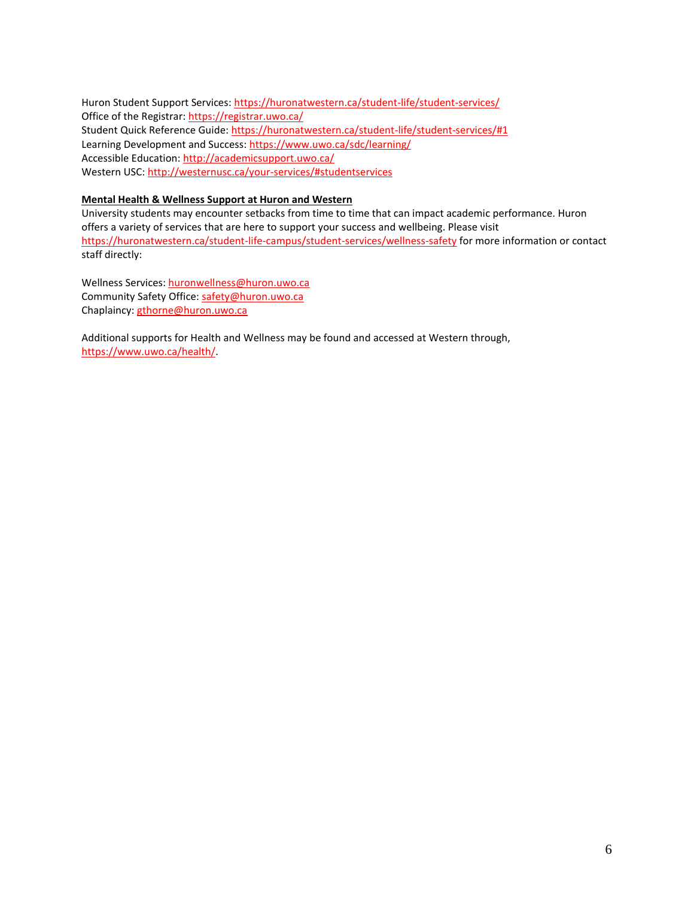Huron Student Support Services: https://huronatwestern.ca/student-life/student-services/
Office of the Registrar: https://registrar.uwo.ca/
Student Quick Reference Guide: https://huronatwestern.ca/student-life/student-services/#1
Learning Development and Success: https://www.uwo.ca/sdc/learning/
Accessible Education: http://academicsupport.uwo.ca/
Western USC: http://westernusc.ca/your-services/#studentservices

**Mental Health & Wellness Support at Huron and Western**

University students may encounter setbacks from time to time that can impact academic performance. Huron offers a variety of services that are here to support your success and wellbeing. Please visit https://huronatwestern.ca/student-life-campus/student-services/wellness-safety for more information or contact staff directly:

Wellness Services: huronwellness@huron.uwo.ca
Community Safety Office: safety@huron.uwo.ca
Chaplaincy: gthorne@huron.uwo.ca

Additional supports for Health and Wellness may be found and accessed at Western through, https://www.uwo.ca/health/.